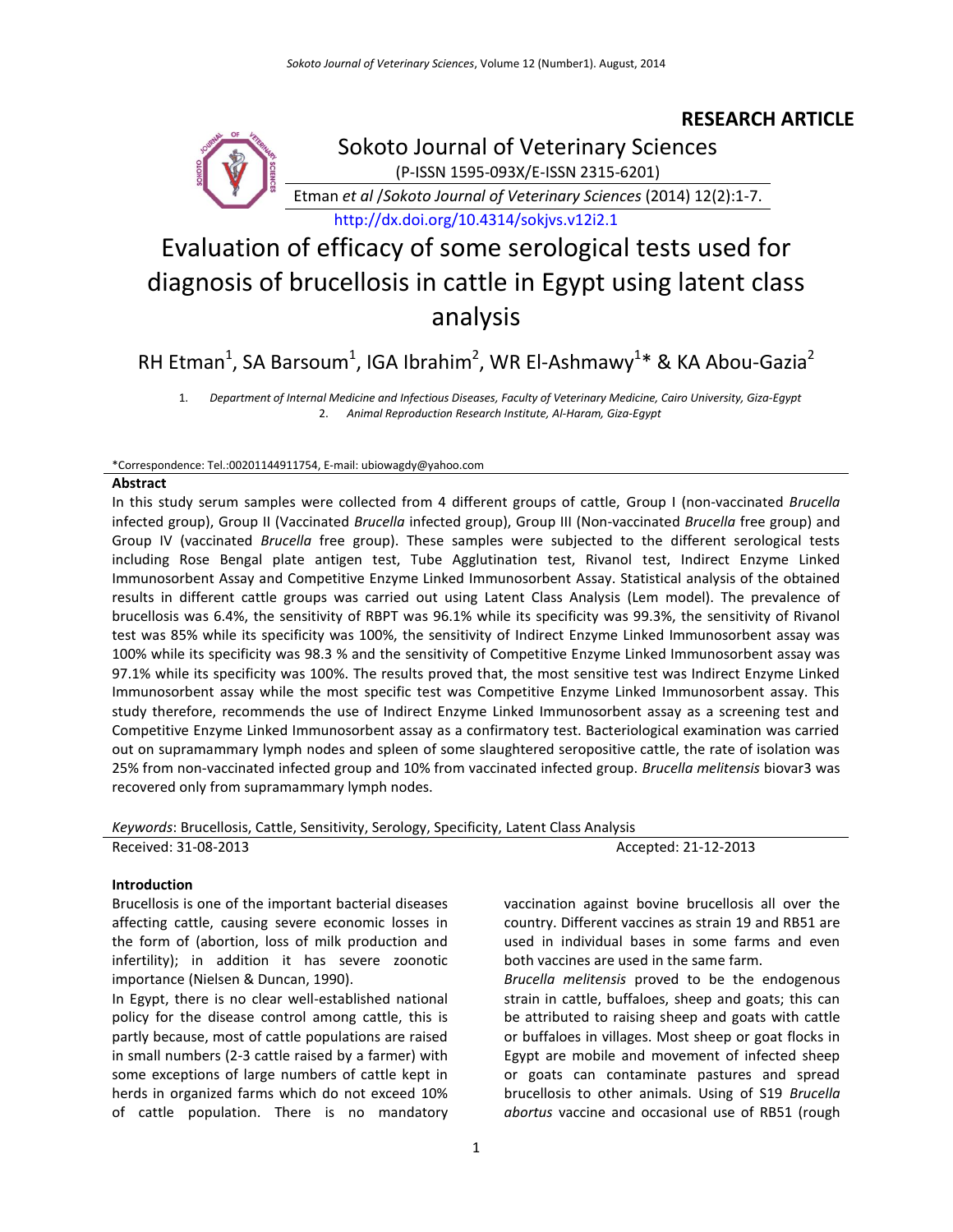**RESEARCH ARTICLE**

Sokoto Journal of Veterinary Sciences

(P-ISSN 1595-093X/E-ISSN 2315-6201)

Etman *et al* /*Sokoto Journal of Veterinary Sciences* (2014) 12(2):1-7.

http://dx.doi.org/10.4314/sokjvs.v12i2.1

# Evaluation of efficacy of some serological tests used for diagnosis of brucellosis in cattle in Egypt using latent class analysis

RH Etman[1], SA Barsoum[1], IGA Ibrahim[2], WR El-Ashmawy[1]* & KA Abou-Gazia[2]

1. *Department of Internal Medicine and Infectious Diseases, Faculty of Veterinary Medicine, Cairo University, Giza-Egypt*
2. *Animal Reproduction Research Institute, Al-Haram, Giza-Egypt*

*Correspondence: Tel.:00201144911754, E-mail: ubiowagdy@yahoo.com

## Abstract

In this study serum samples were collected from 4 different groups of cattle, Group I (non-vaccinated *Brucella* infected group), Group II (Vaccinated *Brucella* infected group), Group III (Non-vaccinated *Brucella* free group) and Group IV (vaccinated *Brucella* free group). These samples were subjected to the different serological tests including Rose Bengal plate antigen test, Tube Agglutination test, Rivanol test, Indirect Enzyme Linked Immunosorbent Assay and Competitive Enzyme Linked Immunosorbent Assay. Statistical analysis of the obtained results in different cattle groups was carried out using Latent Class Analysis (Lem model). The prevalence of brucellosis was 6.4%, the sensitivity of RBPT was 96.1% while its specificity was 99.3%, the sensitivity of Rivanol test was 85% while its specificity was 100%, the sensitivity of Indirect Enzyme Linked Immunosorbent assay was 100% while its specificity was 98.3 % and the sensitivity of Competitive Enzyme Linked Immunosorbent assay was 97.1% while its specificity was 100%. The results proved that, the most sensitive test was Indirect Enzyme Linked Immunosorbent assay while the most specific test was Competitive Enzyme Linked Immunosorbent assay. This study therefore, recommends the use of Indirect Enzyme Linked Immunosorbent assay as a screening test and Competitive Enzyme Linked Immunosorbent assay as a confirmatory test. Bacteriological examination was carried out on supramammary lymph nodes and spleen of some slaughtered seropositive cattle, the rate of isolation was 25% from non-vaccinated infected group and 10% from vaccinated infected group. *Brucella melitensis* biovar3 was recovered only from supramammary lymph nodes.

*Keywords*: Brucellosis, Cattle, Sensitivity, Serology, Specificity, Latent Class Analysis

Received: 31-08-2013 Accepted: 21-12-2013

## Introduction

Brucellosis is one of the important bacterial diseases affecting cattle, causing severe economic losses in the form of (abortion, loss of milk production and infertility); in addition it has severe zoonotic importance (Nielsen & Duncan, 1990).

In Egypt, there is no clear well-established national policy for the disease control among cattle, this is partly because, most of cattle populations are raised in small numbers (2-3 cattle raised by a farmer) with some exceptions of large numbers of cattle kept in herds in organized farms which do not exceed 10% of cattle population. There is no mandatory vaccination against bovine brucellosis all over the country. Different vaccines as strain 19 and RB51 are used in individual bases in some farms and even both vaccines are used in the same farm.

*Brucella melitensis* proved to be the endogenous strain in cattle, buffaloes, sheep and goats; this can be attributed to raising sheep and goats with cattle or buffaloes in villages. Most sheep or goat flocks in Egypt are mobile and movement of infected sheep or goats can contaminate pastures and spread brucellosis to other animals. Using of S19 *Brucella abortus* vaccine and occasional use of RB51 (rough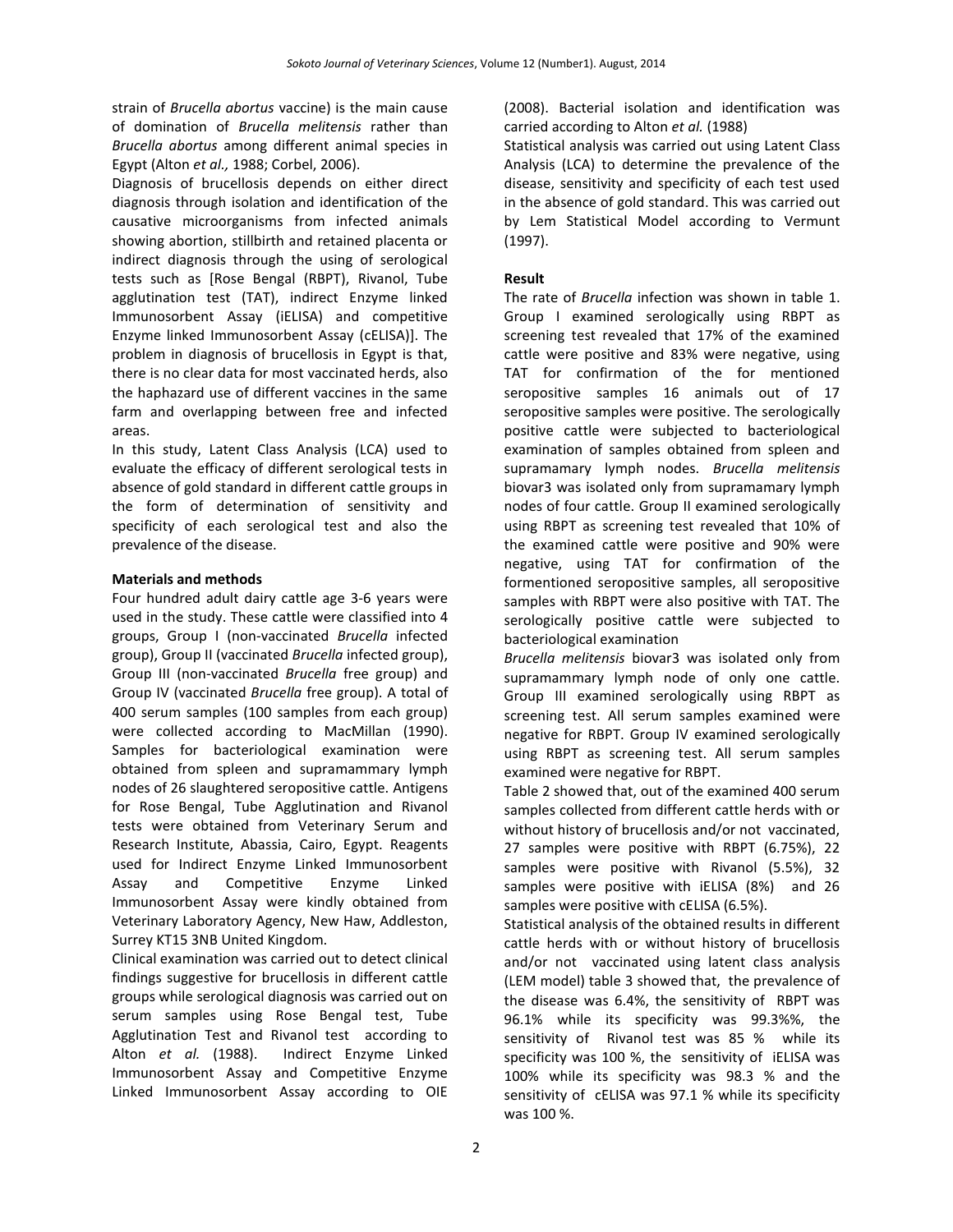strain of *Brucella abortus* vaccine) is the main cause of domination of *Brucella melitensis* rather than *Brucella abortus* among different animal species in Egypt (Alton *et al.,* 1988; Corbel, 2006).

Diagnosis of brucellosis depends on either direct diagnosis through isolation and identification of the causative microorganisms from infected animals showing abortion, stillbirth and retained placenta or indirect diagnosis through the using of serological tests such as [Rose Bengal (RBPT), Rivanol, Tube agglutination test (TAT), indirect Enzyme linked Immunosorbent Assay (iELISA) and competitive Enzyme linked Immunosorbent Assay (cELISA)]. The problem in diagnosis of brucellosis in Egypt is that, there is no clear data for most vaccinated herds, also the haphazard use of different vaccines in the same farm and overlapping between free and infected areas.

In this study, Latent Class Analysis (LCA) used to evaluate the efficacy of different serological tests in absence of gold standard in different cattle groups in the form of determination of sensitivity and specificity of each serological test and also the prevalence of the disease.

**Materials and methods**

Four hundred adult dairy cattle age 3-6 years were used in the study. These cattle were classified into 4 groups, Group I (non-vaccinated *Brucella* infected group), Group II (vaccinated *Brucella* infected group), Group III (non-vaccinated *Brucella* free group) and Group IV (vaccinated *Brucella* free group). A total of 400 serum samples (100 samples from each group) were collected according to MacMillan (1990). Samples for bacteriological examination were obtained from spleen and supramammary lymph nodes of 26 slaughtered seropositive cattle. Antigens for Rose Bengal, Tube Agglutination and Rivanol tests were obtained from Veterinary Serum and Research Institute, Abassia, Cairo, Egypt. Reagents used for Indirect Enzyme Linked Immunosorbent Assay and Competitive Enzyme Linked Immunosorbent Assay were kindly obtained from Veterinary Laboratory Agency, New Haw, Addleston, Surrey KT15 3NB United Kingdom.

Clinical examination was carried out to detect clinical findings suggestive for brucellosis in different cattle groups while serological diagnosis was carried out on serum samples using Rose Bengal test, Tube Agglutination Test and Rivanol test according to Alton *et al.* (1988). Indirect Enzyme Linked Immunosorbent Assay and Competitive Enzyme Linked Immunosorbent Assay according to OIE (2008). Bacterial isolation and identification was carried according to Alton *et al.* (1988)

Statistical analysis was carried out using Latent Class Analysis (LCA) to determine the prevalence of the disease, sensitivity and specificity of each test used in the absence of gold standard. This was carried out by Lem Statistical Model according to Vermunt (1997).

**Result**

The rate of *Brucella* infection was shown in table 1. Group I examined serologically using RBPT as screening test revealed that 17% of the examined cattle were positive and 83% were negative, using TAT for confirmation of the for mentioned seropositive samples 16 animals out of 17 seropositive samples were positive. The serologically positive cattle were subjected to bacteriological examination of samples obtained from spleen and supramamary lymph nodes. *Brucella melitensis* biovar3 was isolated only from supramamary lymph nodes of four cattle. Group II examined serologically using RBPT as screening test revealed that 10% of the examined cattle were positive and 90% were negative, using TAT for confirmation of the formentioned seropositive samples, all seropositive samples with RBPT were also positive with TAT. The serologically positive cattle were subjected to bacteriological examination

*Brucella melitensis* biovar3 was isolated only from supramammary lymph node of only one cattle. Group III examined serologically using RBPT as screening test. All serum samples examined were negative for RBPT. Group IV examined serologically using RBPT as screening test. All serum samples examined were negative for RBPT.

Table 2 showed that, out of the examined 400 serum samples collected from different cattle herds with or without history of brucellosis and/or not vaccinated, 27 samples were positive with RBPT (6.75%), 22 samples were positive with Rivanol (5.5%), 32 samples were positive with iELISA (8%) and 26 samples were positive with cELISA (6.5%).

Statistical analysis of the obtained results in different cattle herds with or without history of brucellosis and/or not vaccinated using latent class analysis (LEM model) table 3 showed that, the prevalence of the disease was 6.4%, the sensitivity of RBPT was 96.1% while its specificity was 99.3%%, the sensitivity of Rivanol test was 85 % while its specificity was 100 %, the sensitivity of iELISA was 100% while its specificity was 98.3 % and the sensitivity of cELISA was 97.1 % while its specificity was 100 %.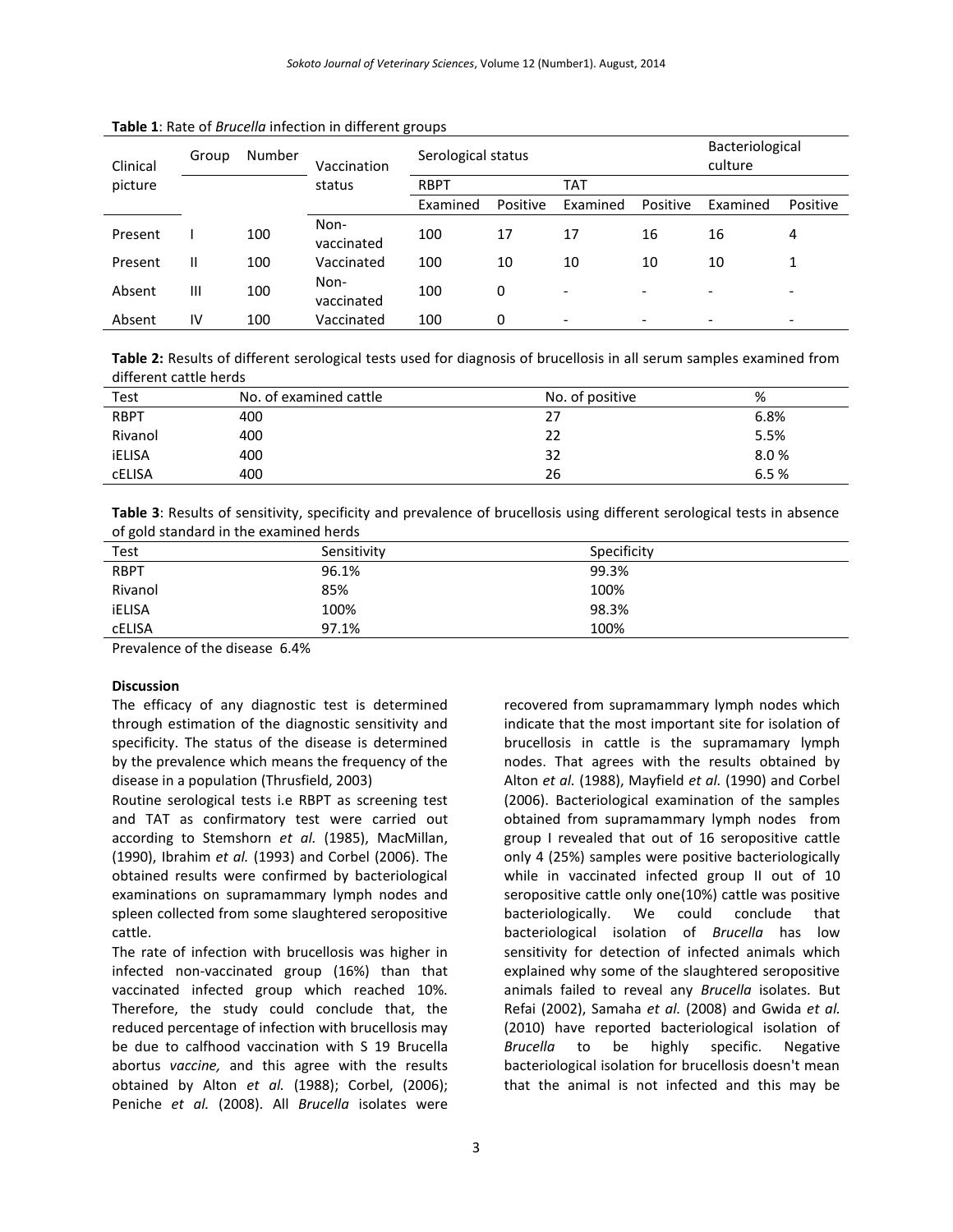**Table 1**: Rate of *Brucella* infection in different groups

| Clinical picture | Group | Number | Vaccination status | Serological status | | | | Bacteriological culture | |
|---|---|---|---|---|---|---|---|---|---|
| | | | | RBPT | | TAT | | | |
| | | | | Examined | Positive | Examined | Positive | Examined | Positive |
| Present | I | 100 | Non-vaccinated | 100 | 17 | 17 | 16 | 16 | 4 |
| Present | II | 100 | Vaccinated | 100 | 10 | 10 | 10 | 10 | 1 |
| Absent | III | 100 | Non-vaccinated | 100 | 0 | - | - | - | - |
| Absent | IV | 100 | Vaccinated | 100 | 0 | - | - | - | - |

**Table 2:** Results of different serological tests used for diagnosis of brucellosis in all serum samples examined from different cattle herds

| Test | No. of examined cattle | No. of positive | % |
|---|---|---|---|
| RBPT | 400 | 27 | 6.8% |
| Rivanol | 400 | 22 | 5.5% |
| iELISA | 400 | 32 | 8.0 % |
| cELISA | 400 | 26 | 6.5 % |

**Table 3**: Results of sensitivity, specificity and prevalence of brucellosis using different serological tests in absence of gold standard in the examined herds

| Test | Sensitivity | Specificity |
|---|---|---|
| RBPT | 96.1% | 99.3% |
| Rivanol | 85% | 100% |
| iELISA | 100% | 98.3% |
| cELISA | 97.1% | 100% |

Prevalence of the disease 6.4%

**Discussion**

The efficacy of any diagnostic test is determined through estimation of the diagnostic sensitivity and specificity. The status of the disease is determined by the prevalence which means the frequency of the disease in a population (Thrusfield, 2003)

Routine serological tests i.e RBPT as screening test and TAT as confirmatory test were carried out according to Stemshorn *et al.* (1985), MacMillan, (1990), Ibrahim *et al.* (1993) and Corbel (2006). The obtained results were confirmed by bacteriological examinations on supramammary lymph nodes and spleen collected from some slaughtered seropositive cattle.

The rate of infection with brucellosis was higher in infected non-vaccinated group (16%) than that vaccinated infected group which reached 10%. Therefore, the study could conclude that, the reduced percentage of infection with brucellosis may be due to calfhood vaccination with S 19 Brucella abortus *vaccine,* and this agree with the results obtained by Alton *et al.* (1988); Corbel, (2006); Peniche *et al.* (2008). All *Brucella* isolates were recovered from supramammary lymph nodes which indicate that the most important site for isolation of brucellosis in cattle is the supramamary lymph nodes. That agrees with the results obtained by Alton *et al.* (1988), Mayfield *et al.* (1990) and Corbel (2006). Bacteriological examination of the samples obtained from supramammary lymph nodes from group I revealed that out of 16 seropositive cattle only 4 (25%) samples were positive bacteriologically while in vaccinated infected group II out of 10 seropositive cattle only one(10%) cattle was positive bacteriologically. We could conclude that bacteriological isolation of *Brucella* has low sensitivity for detection of infected animals which explained why some of the slaughtered seropositive animals failed to reveal any *Brucella* isolates. But Refai (2002), Samaha *et al.* (2008) and Gwida *et al.* (2010) have reported bacteriological isolation of *Brucella* to be highly specific. Negative bacteriological isolation for brucellosis doesn't mean that the animal is not infected and this may be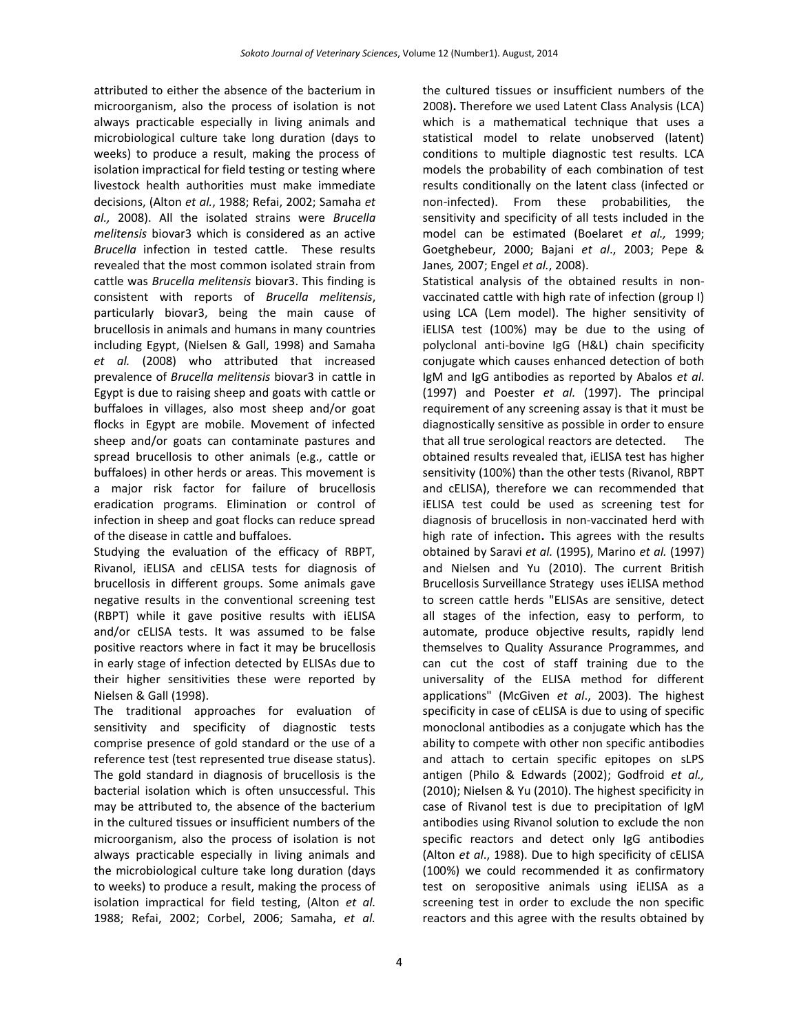attributed to either the absence of the bacterium in microorganism, also the process of isolation is not always practicable especially in living animals and microbiological culture take long duration (days to weeks) to produce a result, making the process of isolation impractical for field testing or testing where livestock health authorities must make immediate decisions, (Alton *et al.*, 1988; Refai, 2002; Samaha *et al.,* 2008). All the isolated strains were *Brucella melitensis* biovar3 which is considered as an active *Brucella* infection in tested cattle. These results revealed that the most common isolated strain from cattle was *Brucella melitensis* biovar3. This finding is consistent with reports of *Brucella melitensis*, particularly biovar3, being the main cause of brucellosis in animals and humans in many countries including Egypt, (Nielsen & Gall, 1998) and Samaha *et al.* (2008) who attributed that increased prevalence of *Brucella melitensis* biovar3 in cattle in Egypt is due to raising sheep and goats with cattle or buffaloes in villages, also most sheep and/or goat flocks in Egypt are mobile. Movement of infected sheep and/or goats can contaminate pastures and spread brucellosis to other animals (e.g., cattle or buffaloes) in other herds or areas. This movement is a major risk factor for failure of brucellosis eradication programs. Elimination or control of infection in sheep and goat flocks can reduce spread of the disease in cattle and buffaloes.

Studying the evaluation of the efficacy of RBPT, Rivanol, iELISA and cELISA tests for diagnosis of brucellosis in different groups. Some animals gave negative results in the conventional screening test (RBPT) while it gave positive results with iELISA and/or cELISA tests. It was assumed to be false positive reactors where in fact it may be brucellosis in early stage of infection detected by ELISAs due to their higher sensitivities these were reported by Nielsen & Gall (1998).

The traditional approaches for evaluation of sensitivity and specificity of diagnostic tests comprise presence of gold standard or the use of a reference test (test represented true disease status). The gold standard in diagnosis of brucellosis is the bacterial isolation which is often unsuccessful. This may be attributed to, the absence of the bacterium in the cultured tissues or insufficient numbers of the microorganism, also the process of isolation is not always practicable especially in living animals and the microbiological culture take long duration (days to weeks) to produce a result, making the process of isolation impractical for field testing, (Alton *et al.* 1988; Refai, 2002; Corbel, 2006; Samaha, *et al.* 2008). Therefore we used Latent Class Analysis (LCA) which is a mathematical technique that uses a statistical model to relate unobserved (latent) conditions to multiple diagnostic test results. LCA models the probability of each combination of test results conditionally on the latent class (infected or non-infected). From these probabilities, the sensitivity and specificity of all tests included in the model can be estimated (Boelaret *et al.,* 1999; Goetghebeur, 2000; Bajani *et al*., 2003; Pepe & Janes*,* 2007; Engel *et al.*, 2008).

Statistical analysis of the obtained results in non-vaccinated cattle with high rate of infection (group I) using LCA (Lem model). The higher sensitivity of iELISA test (100%) may be due to the using of polyclonal anti-bovine IgG (H&L) chain specificity conjugate which causes enhanced detection of both IgM and IgG antibodies as reported by Abalos *et al.* (1997) and Poester *et al.* (1997). The principal requirement of any screening assay is that it must be diagnostically sensitive as possible in order to ensure that all true serological reactors are detected. The obtained results revealed that, iELISA test has higher sensitivity (100%) than the other tests (Rivanol, RBPT and cELISA), therefore we can recommended that iELISA test could be used as screening test for diagnosis of brucellosis in non-vaccinated herd with high rate of infection**.** This agrees with the results obtained by Saravi *et al.* (1995), Marino *et al.* (1997) and Nielsen and Yu (2010). The current British Brucellosis Surveillance Strategy uses iELISA method to screen cattle herds "ELISAs are sensitive, detect all stages of the infection, easy to perform, to automate, produce objective results, rapidly lend themselves to Quality Assurance Programmes, and can cut the cost of staff training due to the universality of the ELISA method for different applications" (McGiven *et al*., 2003). The highest specificity in case of cELISA is due to using of specific monoclonal antibodies as a conjugate which has the ability to compete with other non specific antibodies and attach to certain specific epitopes on sLPS antigen (Philo & Edwards (2002); Godfroid *et al.,* (2010); Nielsen & Yu (2010). The highest specificity in case of Rivanol test is due to precipitation of IgM antibodies using Rivanol solution to exclude the non specific reactors and detect only IgG antibodies (Alton *et al*., 1988). Due to high specificity of cELISA (100%) we could recommended it as confirmatory test on seropositive animals using iELISA as a screening test in order to exclude the non specific reactors and this agree with the results obtained by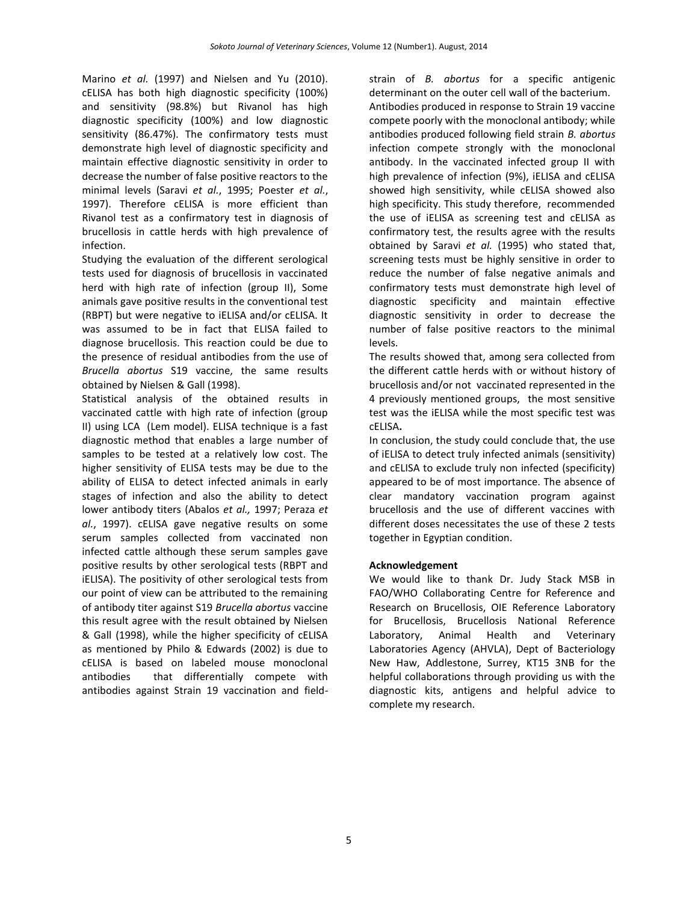Marino *et al.* (1997) and Nielsen and Yu (2010). cELISA has both high diagnostic specificity (100%) and sensitivity (98.8%) but Rivanol has high diagnostic specificity (100%) and low diagnostic sensitivity (86.47%). The confirmatory tests must demonstrate high level of diagnostic specificity and maintain effective diagnostic sensitivity in order to decrease the number of false positive reactors to the minimal levels (Saravi *et al.*, 1995; Poester *et al.*, 1997). Therefore cELISA is more efficient than Rivanol test as a confirmatory test in diagnosis of brucellosis in cattle herds with high prevalence of infection.

Studying the evaluation of the different serological tests used for diagnosis of brucellosis in vaccinated herd with high rate of infection (group II), Some animals gave positive results in the conventional test (RBPT) but were negative to iELISA and/or cELISA. It was assumed to be in fact that ELISA failed to diagnose brucellosis. This reaction could be due to the presence of residual antibodies from the use of *Brucella abortus* S19 vaccine, the same results obtained by Nielsen & Gall (1998).

Statistical analysis of the obtained results in vaccinated cattle with high rate of infection (group II) using LCA (Lem model). ELISA technique is a fast diagnostic method that enables a large number of samples to be tested at a relatively low cost. The higher sensitivity of ELISA tests may be due to the ability of ELISA to detect infected animals in early stages of infection and also the ability to detect lower antibody titers (Abalos *et al.,* 1997; Peraza *et al.*, 1997). cELISA gave negative results on some serum samples collected from vaccinated non infected cattle although these serum samples gave positive results by other serological tests (RBPT and iELISA). The positivity of other serological tests from our point of view can be attributed to the remaining of antibody titer against S19 *Brucella abortus* vaccine this result agree with the result obtained by Nielsen & Gall (1998), while the higher specificity of cELISA as mentioned by Philo & Edwards (2002) is due to cELISA is based on labeled mouse monoclonal antibodies that differentially compete with antibodies against Strain 19 vaccination and field-strain of *B. abortus* for a specific antigenic determinant on the outer cell wall of the bacterium. Antibodies produced in response to Strain 19 vaccine compete poorly with the monoclonal antibody; while antibodies produced following field strain *B. abortus* infection compete strongly with the monoclonal antibody. In the vaccinated infected group II with high prevalence of infection (9%), iELISA and cELISA showed high sensitivity, while cELISA showed also high specificity. This study therefore, recommended the use of iELISA as screening test and cELISA as confirmatory test, the results agree with the results obtained by Saravi *et al.* (1995) who stated that, screening tests must be highly sensitive in order to reduce the number of false negative animals and confirmatory tests must demonstrate high level of diagnostic specificity and maintain effective diagnostic sensitivity in order to decrease the number of false positive reactors to the minimal levels.

The results showed that, among sera collected from the different cattle herds with or without history of brucellosis and/or not vaccinated represented in the 4 previously mentioned groups, the most sensitive test was the iELISA while the most specific test was cELISA**.**

In conclusion, the study could conclude that, the use of iELISA to detect truly infected animals (sensitivity) and cELISA to exclude truly non infected (specificity) appeared to be of most importance. The absence of clear mandatory vaccination program against brucellosis and the use of different vaccines with different doses necessitates the use of these 2 tests together in Egyptian condition.

**Acknowledgement**

We would like to thank Dr. Judy Stack MSB in FAO/WHO Collaborating Centre for Reference and Research on Brucellosis, OIE Reference Laboratory for Brucellosis, Brucellosis National Reference Laboratory, Animal Health and Veterinary Laboratories Agency (AHVLA), Dept of Bacteriology New Haw, Addlestone, Surrey, KT15 3NB for the helpful collaborations through providing us with the diagnostic kits, antigens and helpful advice to complete my research.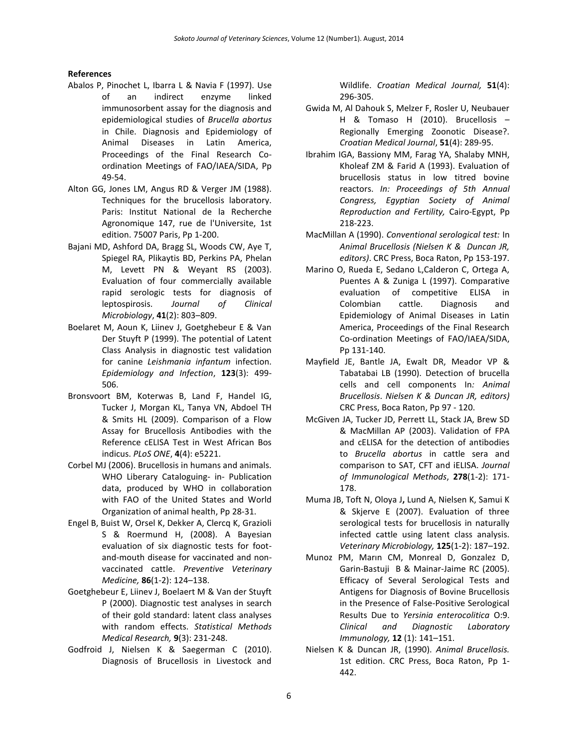**References**

Abalos P, Pinochet L, Ibarra L & Navia F (1997). Use of an indirect enzyme linked immunosorbent assay for the diagnosis and epidemiological studies of *Brucella abortus* in Chile. Diagnosis and Epidemiology of Animal Diseases in Latin America, Proceedings of the Final Research Co-ordination Meetings of FAO/IAEA/SIDA, Pp 49-54.

Alton GG, Jones LM, Angus RD & Verger JM (1988). Techniques for the brucellosis laboratory. Paris: Institut National de la Recherche Agronomique 147, rue de l'Universite, 1st edition. 75007 Paris, Pp 1-200.

Bajani MD, Ashford DA, Bragg SL, Woods CW, Aye T, Spiegel RA, Plikaytis BD, Perkins PA, Phelan M, Levett PN & Weyant RS (2003). Evaluation of four commercially available rapid serologic tests for diagnosis of leptospirosis. *Journal of Clinical Microbiology*, **41**(2): 803–809.

Boelaret M, Aoun K, Liinev J, Goetghebeur E & Van Der Stuyft P (1999). The potential of Latent Class Analysis in diagnostic test validation for canine *Leishmania infantum* infection. *Epidemiology and Infection*, **123**(3): 499-506.

Bronsvoort BM, Koterwas B, Land F, Handel IG, Tucker J, Morgan KL, Tanya VN, Abdoel TH & Smits HL (2009). Comparison of a Flow Assay for Brucellosis Antibodies with the Reference cELISA Test in West African Bos indicus. *PLoS ONE*, **4**(4): e5221.

Corbel MJ (2006). Brucellosis in humans and animals. WHO Liberary Cataloguing- in- Publication data, produced by WHO in collaboration with FAO of the United States and World Organization of animal health, Pp 28-31.

Engel B, Buist W, Orsel K, Dekker A, Clercq K, Grazioli S & Roermund H, (2008). A Bayesian evaluation of six diagnostic tests for foot-and-mouth disease for vaccinated and non-vaccinated cattle. *Preventive Veterinary Medicine,* **86**(1-2): 124–138.

Goetghebeur E, Liinev J, Boelaert M & Van der Stuyft P (2000). Diagnostic test analyses in search of their gold standard: latent class analyses with random effects. *Statistical Methods Medical Research,* **9**(3): 231-248.

Godfroid J, Nielsen K & Saegerman C (2010). Diagnosis of Brucellosis in Livestock and Wildlife. *Croatian Medical Journal,* **51**(4): 296-305.

Gwida M, Al Dahouk S, Melzer F, Rosler U, Neubauer H & Tomaso H (2010). Brucellosis – Regionally Emerging Zoonotic Disease?. *Croatian Medical Journal*, **51**(4): 289-95.

Ibrahim IGA, Bassiony MM, Farag YA, Shalaby MNH, Kholeaf ZM & Farid A (1993). Evaluation of brucellosis status in low titred bovine reactors. *In: Proceedings of 5th Annual Congress, Egyptian Society of Animal Reproduction and Fertility,* Cairo-Egypt, Pp 218-223.

MacMillan A (1990). *Conventional serological test:* In *Animal Brucellosis (Nielsen K & Duncan JR, editors)*. CRC Press, Boca Raton, Pp 153-197.

Marino O, Rueda E, Sedano L,Calderon C, Ortega A, Puentes A & Zuniga L (1997). Comparative evaluation of competitive ELISA in Colombian cattle. Diagnosis and Epidemiology of Animal Diseases in Latin America, Proceedings of the Final Research Co-ordination Meetings of FAO/IAEA/SIDA, Pp 131-140.

Mayfield JE, Bantle JA, Ewalt DR, Meador VP & Tabatabai LB (1990). Detection of brucella cells and cell components In*: Animal Brucellosis*. *Nielsen K & Duncan JR, editors)* CRC Press, Boca Raton, Pp 97 - 120.

McGiven JA, Tucker JD, Perrett LL, Stack JA, Brew SD & MacMillan AP (2003). Validation of FPA and cELISA for the detection of antibodies to *Brucella abortus* in cattle sera and comparison to SAT, CFT and iELISA. *Journal of Immunological Methods*, **278**(1-2): 171-178.

Muma JB, Toft N, Oloya J**,** Lund A, Nielsen K, Samui K & Skjerve E (2007). Evaluation of three serological tests for brucellosis in naturally infected cattle using latent class analysis. *Veterinary Microbiology,* **125**(1-2): 187–192.

Munoz PM, Marın CM, Monreal D, Gonzalez D, Garin-Bastuji B & Mainar-Jaime RC (2005). Efficacy of Several Serological Tests and Antigens for Diagnosis of Bovine Brucellosis in the Presence of False-Positive Serological Results Due to *Yersinia enterocolitica* O:9. *Clinical and Diagnostic Laboratory Immunology,* **12** (1): 141–151.

Nielsen K & Duncan JR, (1990). *Animal Brucellosis.* 1st edition. CRC Press, Boca Raton, Pp 1-442.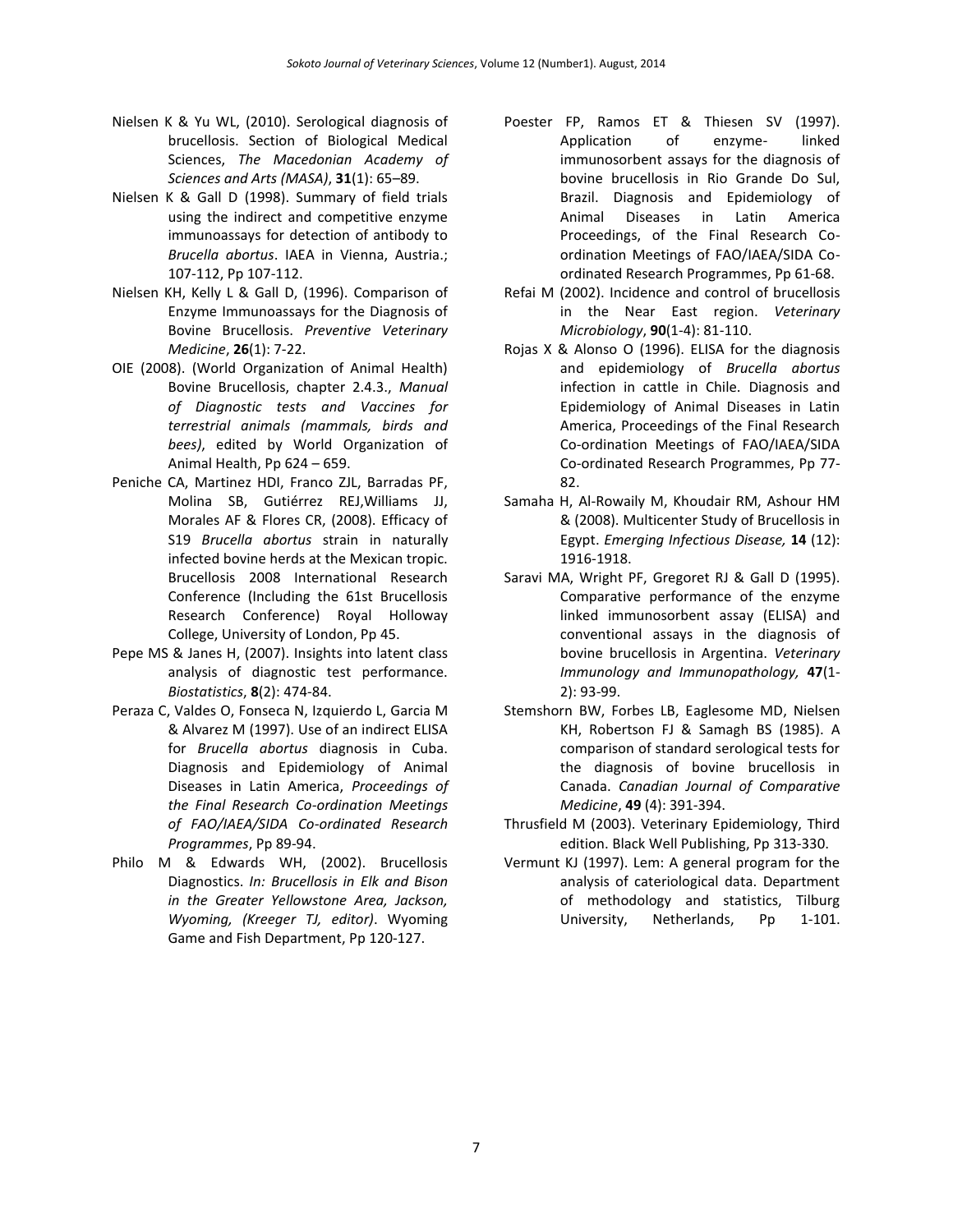Nielsen K & Yu WL, (2010). Serological diagnosis of brucellosis. Section of Biological Medical Sciences, *The Macedonian Academy of Sciences and Arts (MASA)*, **31**(1): 65–89.

Nielsen K & Gall D (1998). Summary of field trials using the indirect and competitive enzyme immunoassays for detection of antibody to *Brucella abortus*. IAEA in Vienna, Austria.; 107-112, Pp 107-112.

Nielsen KH, Kelly L & Gall D, (1996). Comparison of Enzyme Immunoassays for the Diagnosis of Bovine Brucellosis. *Preventive Veterinary Medicine*, **26**(1): 7-22.

OIE (2008). (World Organization of Animal Health) Bovine Brucellosis, chapter 2.4.3., *Manual of Diagnostic tests and Vaccines for terrestrial animals (mammals, birds and bees)*, edited by World Organization of Animal Health, Pp 624 – 659.

Peniche CA, Martinez HDI, Franco ZJL, Barradas PF, Molina SB, Gutiérrez REJ,Williams JJ, Morales AF & Flores CR, (2008). Efficacy of S19 *Brucella abortus* strain in naturally infected bovine herds at the Mexican tropic. Brucellosis 2008 International Research Conference (Including the 61st Brucellosis Research Conference) Royal Holloway College, University of London, Pp 45.

Pepe MS & Janes H, (2007). Insights into latent class analysis of diagnostic test performance. *Biostatistics*, **8**(2): 474-84.

Peraza C, Valdes O, Fonseca N, Izquierdo L, Garcia M & Alvarez M (1997). Use of an indirect ELISA for *Brucella abortus* diagnosis in Cuba. Diagnosis and Epidemiology of Animal Diseases in Latin America, *Proceedings of the Final Research Co-ordination Meetings of FAO/IAEA/SIDA Co-ordinated Research Programmes*, Pp 89-94.

Philo M & Edwards WH, (2002). Brucellosis Diagnostics. *In: Brucellosis in Elk and Bison in the Greater Yellowstone Area, Jackson, Wyoming, (Kreeger TJ, editor)*. Wyoming Game and Fish Department, Pp 120-127.

Poester FP, Ramos ET & Thiesen SV (1997). Application of enzyme- linked immunosorbent assays for the diagnosis of bovine brucellosis in Rio Grande Do Sul, Brazil. Diagnosis and Epidemiology of Animal Diseases in Latin America Proceedings, of the Final Research Co-ordination Meetings of FAO/IAEA/SIDA Co-ordinated Research Programmes, Pp 61-68.

Refai M (2002). Incidence and control of brucellosis in the Near East region. *Veterinary Microbiology*, **90**(1-4): 81-110.

Rojas X & Alonso O (1996). ELISA for the diagnosis and epidemiology of *Brucella abortus* infection in cattle in Chile. Diagnosis and Epidemiology of Animal Diseases in Latin America, Proceedings of the Final Research Co-ordination Meetings of FAO/IAEA/SIDA Co-ordinated Research Programmes, Pp 77-82.

Samaha H, Al-Rowaily M, Khoudair RM, Ashour HM & (2008). Multicenter Study of Brucellosis in Egypt. *Emerging Infectious Disease,* **14** (12): 1916-1918.

Saravi MA, Wright PF, Gregoret RJ & Gall D (1995). Comparative performance of the enzyme linked immunosorbent assay (ELISA) and conventional assays in the diagnosis of bovine brucellosis in Argentina. *Veterinary Immunology and Immunopathology,* **47**(1-2): 93-99.

Stemshorn BW, Forbes LB, Eaglesome MD, Nielsen KH, Robertson FJ & Samagh BS (1985). A comparison of standard serological tests for the diagnosis of bovine brucellosis in Canada. *Canadian Journal of Comparative Medicine*, **49** (4): 391-394.

Thrusfield M (2003). Veterinary Epidemiology, Third edition. Black Well Publishing, Pp 313-330.

Vermunt KJ (1997). Lem: A general program for the analysis of cateriological data. Department of methodology and statistics, Tilburg University, Netherlands, Pp 1-101.